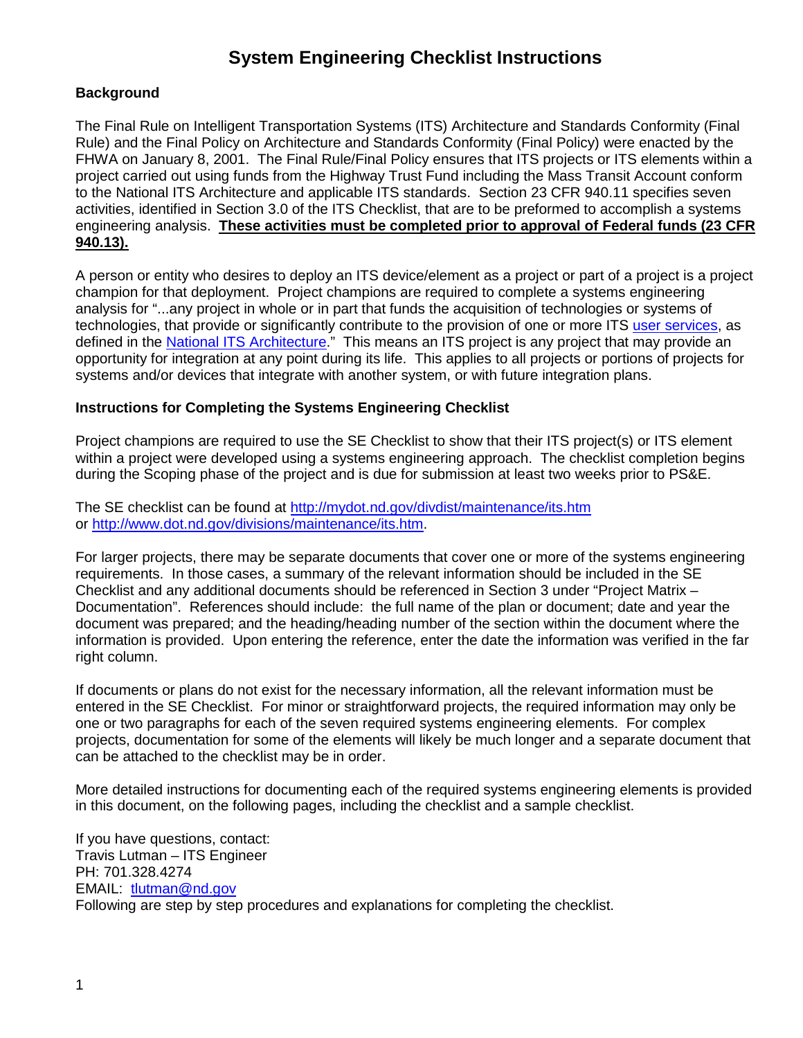# System Engineering Checklist Instructions

## Background

The Final Rule on Intelligent Transportation Systems (ITS) Architecture and Standards Conformity (Final Rule) and the Final Policy on Architecture and Standards Conformity (Final Policy) were enacted by the FHWA on January 8, 2001. The Final Rule/Final Policy ensures that ITS projects or ITS elements within a project carried out using funds from the Highway Trust Fund including the Mass Transit Account conform to the National ITS Architecture and applicable ITS standards. Section 23 CFR 940.11 specifies seven activities, identified in Section 3.0 of the ITS Checklist, that are to be preformed to accomplish a systems engineering analysis. **These activities must be completed prior to approval of Federal funds (23 CFR 940.13).**

A person or entity who desires to deploy an ITS device/element as a project or part of a project is a project champion for that deployment. Project champions are required to complete a systems engineering analysis for "...any project in whole or in part that funds the acquisition of technologies or systems of technologies, that provide or significantly contribute to the provision of one or more ITS user services, as defined in the National ITS Architecture." This means an ITS project is any project that may provide an opportunity for integration at any point during its life. This applies to all projects or portions of projects for systems and/or devices that integrate with another system, or with future integration plans.

## Instructions for Completing the Systems Engineering Checklist

Project champions are required to use the SE Checklist to show that their ITS project(s) or ITS element within a project were developed using a systems engineering approach. The checklist completion begins during the Scoping phase of the project and is due for submission at least two weeks prior to PS&E.

The SE checklist can be found at http://mydot.nd.gov/divdist/maintenance/its.htm or http://www.dot.nd.gov/divisions/maintenance/its.htm.

For larger projects, there may be separate documents that cover one or more of the systems engineering requirements. In those cases, a summary of the relevant information should be included in the SE Checklist and any additional documents should be referenced in Section 3 under "Project Matrix – Documentation". References should include: the full name of the plan or document; date and year the document was prepared; and the heading/heading number of the section within the document where the information is provided. Upon entering the reference, enter the date the information was verified in the far right column.

If documents or plans do not exist for the necessary information, all the relevant information must be entered in the SE Checklist. For minor or straightforward projects, the required information may only be one or two paragraphs for each of the seven required systems engineering elements. For complex projects, documentation for some of the elements will likely be much longer and a separate document that can be attached to the checklist may be in order.

More detailed instructions for documenting each of the required systems engineering elements is provided in this document, on the following pages, including the checklist and a sample checklist.

If you have questions, contact:
Travis Lutman – ITS Engineer
PH: 701.328.4274
EMAIL: tlutman@nd.gov
Following are step by step procedures and explanations for completing the checklist.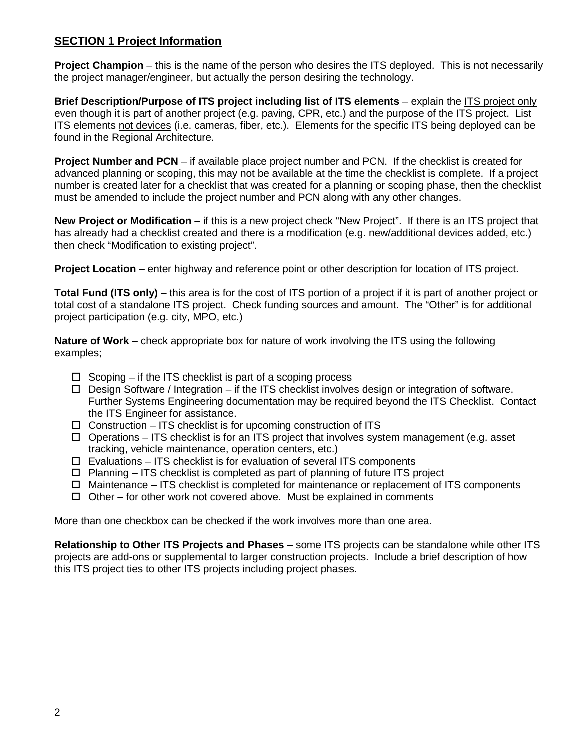## SECTION 1 Project Information

**Project Champion** – this is the name of the person who desires the ITS deployed. This is not necessarily the project manager/engineer, but actually the person desiring the technology.

**Brief Description/Purpose of ITS project including list of ITS elements** – explain the ITS project only even though it is part of another project (e.g. paving, CPR, etc.) and the purpose of the ITS project. List ITS elements not devices (i.e. cameras, fiber, etc.). Elements for the specific ITS being deployed can be found in the Regional Architecture.

**Project Number and PCN** – if available place project number and PCN. If the checklist is created for advanced planning or scoping, this may not be available at the time the checklist is complete. If a project number is created later for a checklist that was created for a planning or scoping phase, then the checklist must be amended to include the project number and PCN along with any other changes.

**New Project or Modification** – if this is a new project check "New Project". If there is an ITS project that has already had a checklist created and there is a modification (e.g. new/additional devices added, etc.) then check "Modification to existing project".

**Project Location** – enter highway and reference point or other description for location of ITS project.

**Total Fund (ITS only)** – this area is for the cost of ITS portion of a project if it is part of another project or total cost of a standalone ITS project. Check funding sources and amount. The "Other" is for additional project participation (e.g. city, MPO, etc.)

**Nature of Work** – check appropriate box for nature of work involving the ITS using the following examples;

- ☐ Scoping – if the ITS checklist is part of a scoping process
- ☐ Design Software / Integration – if the ITS checklist involves design or integration of software. Further Systems Engineering documentation may be required beyond the ITS Checklist. Contact the ITS Engineer for assistance.
- ☐ Construction – ITS checklist is for upcoming construction of ITS
- ☐ Operations – ITS checklist is for an ITS project that involves system management (e.g. asset tracking, vehicle maintenance, operation centers, etc.)
- ☐ Evaluations – ITS checklist is for evaluation of several ITS components
- ☐ Planning – ITS checklist is completed as part of planning of future ITS project
- ☐ Maintenance – ITS checklist is completed for maintenance or replacement of ITS components
- ☐ Other – for other work not covered above. Must be explained in comments

More than one checkbox can be checked if the work involves more than one area.

**Relationship to Other ITS Projects and Phases** – some ITS projects can be standalone while other ITS projects are add-ons or supplemental to larger construction projects. Include a brief description of how this ITS project ties to other ITS projects including project phases.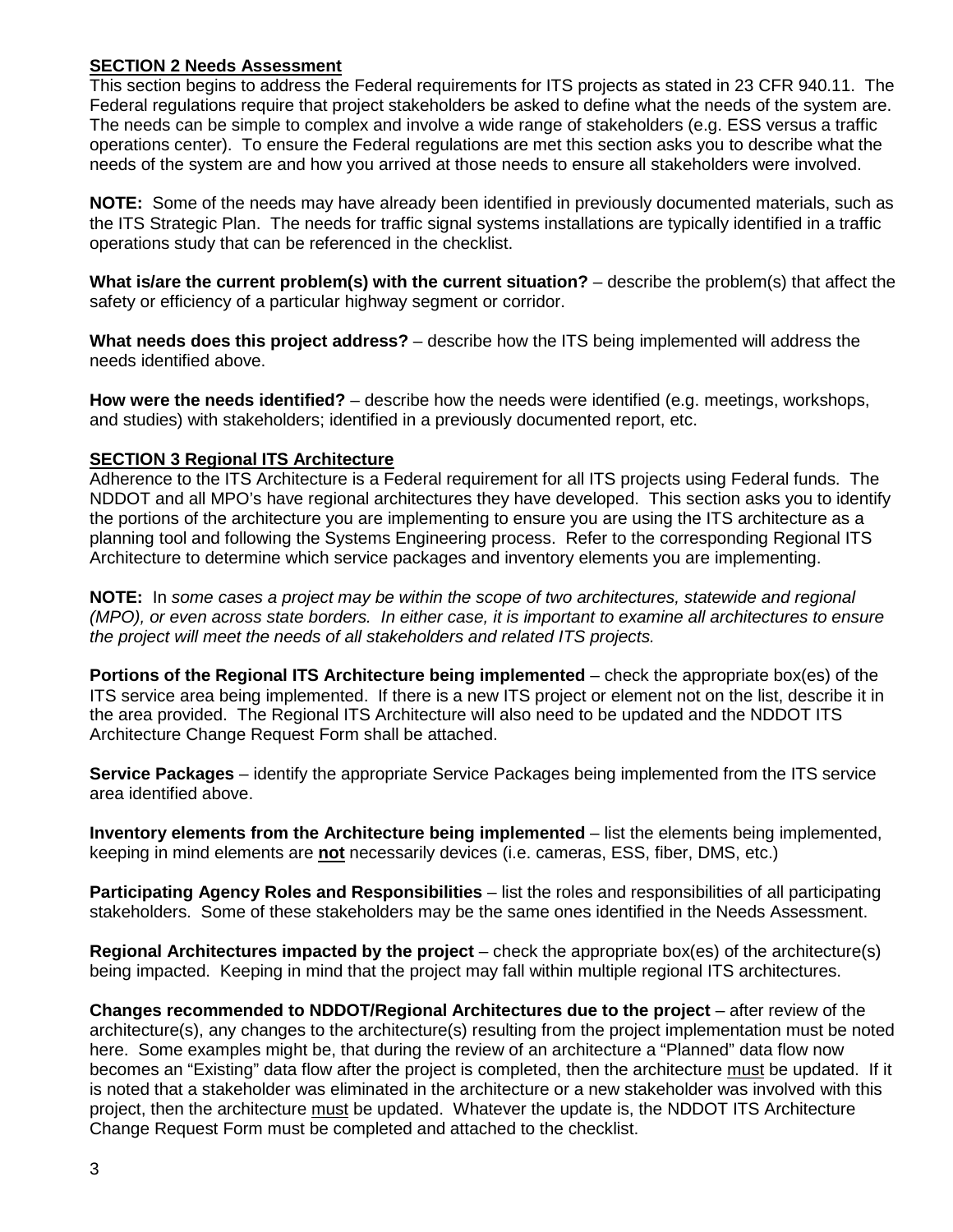## SECTION 2 Needs Assessment

This section begins to address the Federal requirements for ITS projects as stated in 23 CFR 940.11. The Federal regulations require that project stakeholders be asked to define what the needs of the system are. The needs can be simple to complex and involve a wide range of stakeholders (e.g. ESS versus a traffic operations center). To ensure the Federal regulations are met this section asks you to describe what the needs of the system are and how you arrived at those needs to ensure all stakeholders were involved.

**NOTE:** Some of the needs may have already been identified in previously documented materials, such as the ITS Strategic Plan. The needs for traffic signal systems installations are typically identified in a traffic operations study that can be referenced in the checklist.

**What is/are the current problem(s) with the current situation?** – describe the problem(s) that affect the safety or efficiency of a particular highway segment or corridor.

**What needs does this project address?** – describe how the ITS being implemented will address the needs identified above.

**How were the needs identified?** – describe how the needs were identified (e.g. meetings, workshops, and studies) with stakeholders; identified in a previously documented report, etc.

## SECTION 3 Regional ITS Architecture

Adherence to the ITS Architecture is a Federal requirement for all ITS projects using Federal funds. The NDDOT and all MPO's have regional architectures they have developed. This section asks you to identify the portions of the architecture you are implementing to ensure you are using the ITS architecture as a planning tool and following the Systems Engineering process. Refer to the corresponding Regional ITS Architecture to determine which service packages and inventory elements you are implementing.

**NOTE:** In *some cases a project may be within the scope of two architectures, statewide and regional (MPO), or even across state borders. In either case, it is important to examine all architectures to ensure the project will meet the needs of all stakeholders and related ITS projects.*

**Portions of the Regional ITS Architecture being implemented** – check the appropriate box(es) of the ITS service area being implemented. If there is a new ITS project or element not on the list, describe it in the area provided. The Regional ITS Architecture will also need to be updated and the NDDOT ITS Architecture Change Request Form shall be attached.

**Service Packages** – identify the appropriate Service Packages being implemented from the ITS service area identified above.

**Inventory elements from the Architecture being implemented** – list the elements being implemented, keeping in mind elements are **not** necessarily devices (i.e. cameras, ESS, fiber, DMS, etc.)

**Participating Agency Roles and Responsibilities** – list the roles and responsibilities of all participating stakeholders. Some of these stakeholders may be the same ones identified in the Needs Assessment.

**Regional Architectures impacted by the project** – check the appropriate box(es) of the architecture(s) being impacted. Keeping in mind that the project may fall within multiple regional ITS architectures.

**Changes recommended to NDDOT/Regional Architectures due to the project** – after review of the architecture(s), any changes to the architecture(s) resulting from the project implementation must be noted here. Some examples might be, that during the review of an architecture a "Planned" data flow now becomes an "Existing" data flow after the project is completed, then the architecture must be updated. If it is noted that a stakeholder was eliminated in the architecture or a new stakeholder was involved with this project, then the architecture must be updated. Whatever the update is, the NDDOT ITS Architecture Change Request Form must be completed and attached to the checklist.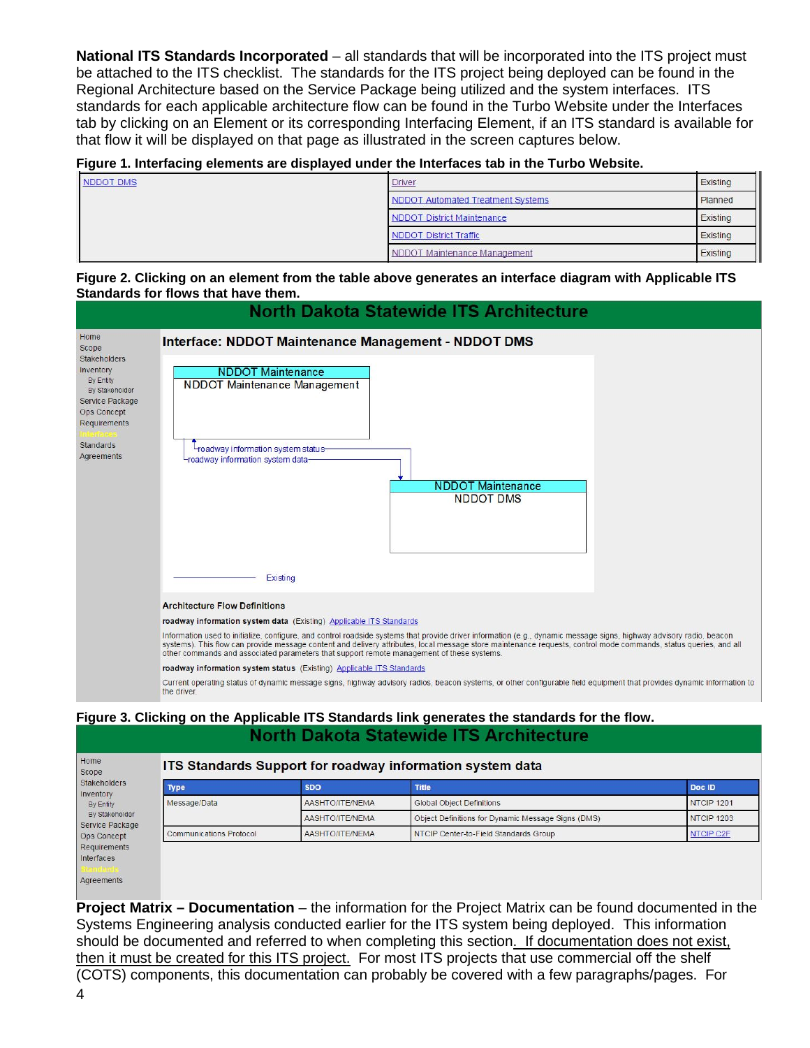**National ITS Standards Incorporated** – all standards that will be incorporated into the ITS project must be attached to the ITS checklist. The standards for the ITS project being deployed can be found in the Regional Architecture based on the Service Package being utilized and the system interfaces. ITS standards for each applicable architecture flow can be found in the Turbo Website under the Interfaces tab by clicking on an Element or its corresponding Interfacing Element, if an ITS standard is available for that flow it will be displayed on that page as illustrated in the screen captures below.

**Figure 1. Interfacing elements are displayed under the Interfaces tab in the Turbo Website.**

| | | |
|---|---|---|
| NDDOT DMS | Driver | Existing |
| | NDDOT Automated Treatment Systems | Planned |
| | NDDOT District Maintenance | Existing |
| | NDDOT District Traffic | Existing |
| | NDDOT Maintenance Management | Existing |

**Figure 2. Clicking on an element from the table above generates an interface diagram with Applicable ITS Standards for flows that have them.**

North Dakota Statewide ITS Architecture

Home
Scope
Stakeholders
Inventory
By Entity
By Stakeholder
Service Package
Ops Concept
Requirements
Interfaces
Standards
Agreements

**Interface: NDDOT Maintenance Management - NDDOT DMS**

NDDOT Maintenance
NDDOT Maintenance Management

roadway information system status
roadway information system data

NDDOT Maintenance
NDDOT DMS

Existing

Architecture Flow Definitions

**roadway information system data** (Existing) Applicable ITS Standards

Information used to initialize, configure, and control roadside systems that provide driver information (e.g., dynamic message signs, highway advisory radio, beacon systems). This flow can provide message content and delivery attributes, local message store maintenance requests, control mode commands, status queries, and all other commands and associated parameters that support remote management of these systems.

**roadway information system status** (Existing) Applicable ITS Standards

Current operating status of dynamic message signs, highway advisory radios, beacon systems, or other configurable field equipment that provides dynamic information to the driver.

**Figure 3. Clicking on the Applicable ITS Standards link generates the standards for the flow.**

North Dakota Statewide ITS Architecture

Home
Scope
Stakeholders
Inventory
By Entity
By Stakeholder
Service Package
Ops Concept
Requirements
Interfaces
Standards
Agreements

**ITS Standards Support for roadway information system data**

| Type | SDO | Title | Doc ID |
|---|---|---|---|
| Message/Data | AASHTO/ITE/NEMA | Global Object Definitions | NTCIP 1201 |
| | AASHTO/ITE/NEMA | Object Definitions for Dynamic Message Signs (DMS) | NTCIP 1203 |
| Communications Protocol | AASHTO/ITE/NEMA | NTCIP Center-to-Field Standards Group | NTCIP C2F |

**Project Matrix – Documentation** – the information for the Project Matrix can be found documented in the Systems Engineering analysis conducted earlier for the ITS system being deployed. This information should be documented and referred to when completing this section. If documentation does not exist, then it must be created for this ITS project. For most ITS projects that use commercial off the shelf (COTS) components, this documentation can probably be covered with a few paragraphs/pages. For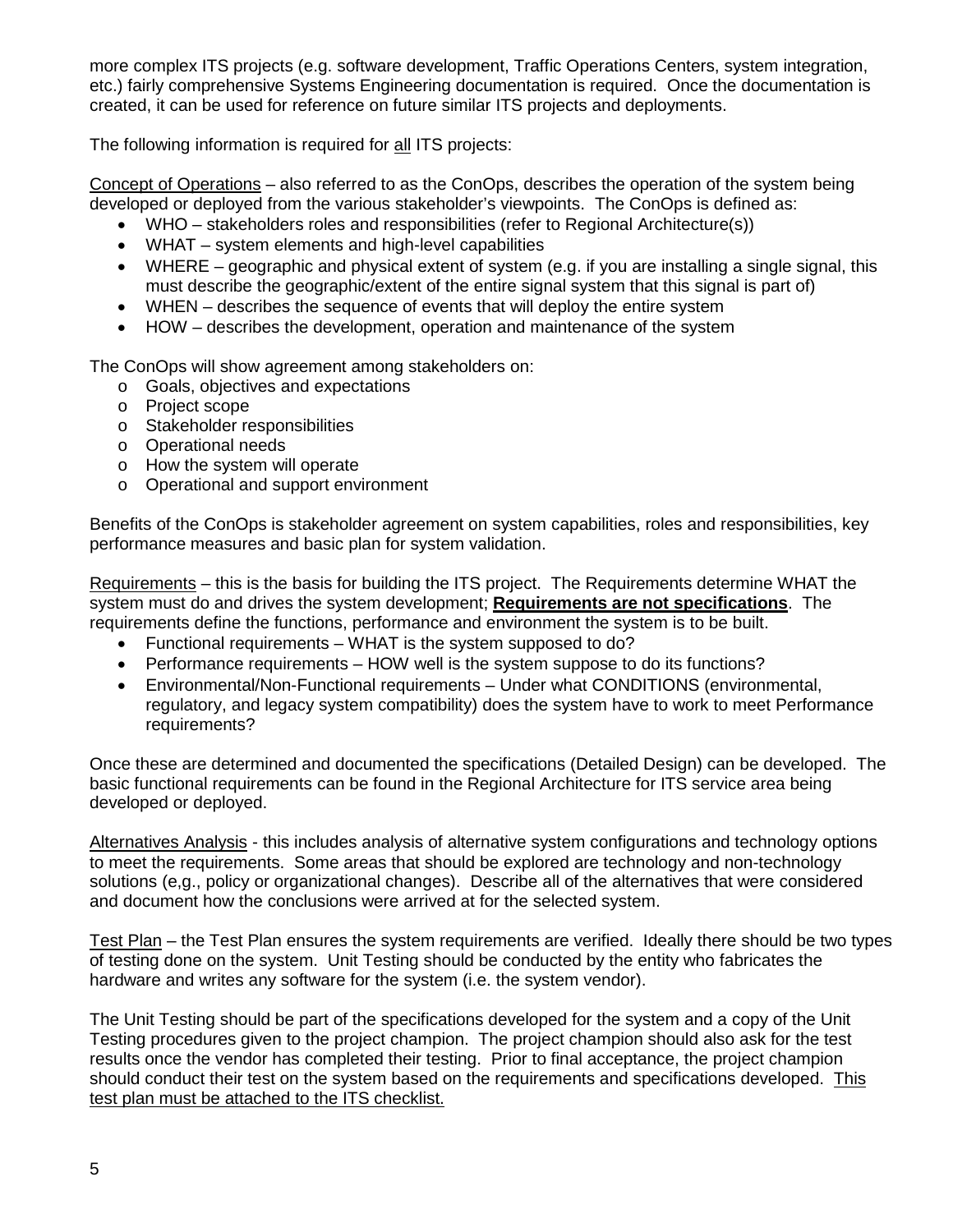more complex ITS projects (e.g. software development, Traffic Operations Centers, system integration, etc.) fairly comprehensive Systems Engineering documentation is required. Once the documentation is created, it can be used for reference on future similar ITS projects and deployments.

The following information is required for <u>all</u> ITS projects:

<u>Concept of Operations</u> – also referred to as the ConOps, describes the operation of the system being developed or deployed from the various stakeholder's viewpoints. The ConOps is defined as:

- WHO – stakeholders roles and responsibilities (refer to Regional Architecture(s))
- WHAT – system elements and high-level capabilities
- WHERE – geographic and physical extent of system (e.g. if you are installing a single signal, this must describe the geographic/extent of the entire signal system that this signal is part of)
- WHEN – describes the sequence of events that will deploy the entire system
- HOW – describes the development, operation and maintenance of the system

The ConOps will show agreement among stakeholders on:

- Goals, objectives and expectations
- Project scope
- Stakeholder responsibilities
- Operational needs
- How the system will operate
- Operational and support environment

Benefits of the ConOps is stakeholder agreement on system capabilities, roles and responsibilities, key performance measures and basic plan for system validation.

<u>Requirements</u> – this is the basis for building the ITS project. The Requirements determine WHAT the system must do and drives the system development; **<u>Requirements are not specifications</u>**. The requirements define the functions, performance and environment the system is to be built.

- Functional requirements – WHAT is the system supposed to do?
- Performance requirements – HOW well is the system suppose to do its functions?
- Environmental/Non-Functional requirements – Under what CONDITIONS (environmental, regulatory, and legacy system compatibility) does the system have to work to meet Performance requirements?

Once these are determined and documented the specifications (Detailed Design) can be developed. The basic functional requirements can be found in the Regional Architecture for ITS service area being developed or deployed.

<u>Alternatives Analysis</u> - this includes analysis of alternative system configurations and technology options to meet the requirements. Some areas that should be explored are technology and non-technology solutions (e,g., policy or organizational changes). Describe all of the alternatives that were considered and document how the conclusions were arrived at for the selected system.

<u>Test Plan</u> – the Test Plan ensures the system requirements are verified. Ideally there should be two types of testing done on the system. Unit Testing should be conducted by the entity who fabricates the hardware and writes any software for the system (i.e. the system vendor).

The Unit Testing should be part of the specifications developed for the system and a copy of the Unit Testing procedures given to the project champion. The project champion should also ask for the test results once the vendor has completed their testing. Prior to final acceptance, the project champion should conduct their test on the system based on the requirements and specifications developed. <u>This test plan must be attached to the ITS checklist.</u>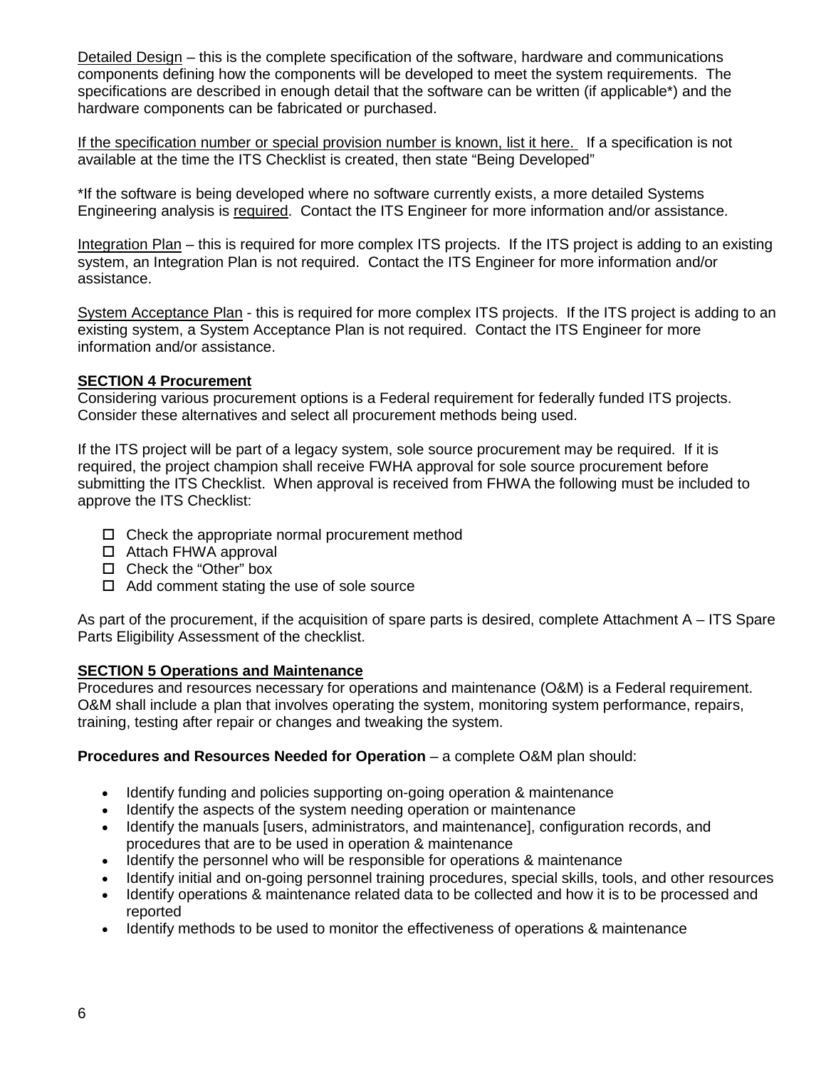Detailed Design – this is the complete specification of the software, hardware and communications components defining how the components will be developed to meet the system requirements. The specifications are described in enough detail that the software can be written (if applicable*) and the hardware components can be fabricated or purchased.

If the specification number or special provision number is known, list it here. If a specification is not available at the time the ITS Checklist is created, then state "Being Developed"

*If the software is being developed where no software currently exists, a more detailed Systems Engineering analysis is required. Contact the ITS Engineer for more information and/or assistance.

Integration Plan – this is required for more complex ITS projects. If the ITS project is adding to an existing system, an Integration Plan is not required. Contact the ITS Engineer for more information and/or assistance.

System Acceptance Plan - this is required for more complex ITS projects. If the ITS project is adding to an existing system, a System Acceptance Plan is not required. Contact the ITS Engineer for more information and/or assistance.

## SECTION 4 Procurement

Considering various procurement options is a Federal requirement for federally funded ITS projects. Consider these alternatives and select all procurement methods being used.

If the ITS project will be part of a legacy system, sole source procurement may be required. If it is required, the project champion shall receive FWHA approval for sole source procurement before submitting the ITS Checklist. When approval is received from FHWA the following must be included to approve the ITS Checklist:

- ☐ Check the appropriate normal procurement method
- ☐ Attach FHWA approval
- ☐ Check the "Other" box
- ☐ Add comment stating the use of sole source

As part of the procurement, if the acquisition of spare parts is desired, complete Attachment A – ITS Spare Parts Eligibility Assessment of the checklist.

## SECTION 5 Operations and Maintenance

Procedures and resources necessary for operations and maintenance (O&M) is a Federal requirement. O&M shall include a plan that involves operating the system, monitoring system performance, repairs, training, testing after repair or changes and tweaking the system.

**Procedures and Resources Needed for Operation** – a complete O&M plan should:

- Identify funding and policies supporting on-going operation & maintenance
- Identify the aspects of the system needing operation or maintenance
- Identify the manuals [users, administrators, and maintenance], configuration records, and procedures that are to be used in operation & maintenance
- Identify the personnel who will be responsible for operations & maintenance
- Identify initial and on-going personnel training procedures, special skills, tools, and other resources
- Identify operations & maintenance related data to be collected and how it is to be processed and reported
- Identify methods to be used to monitor the effectiveness of operations & maintenance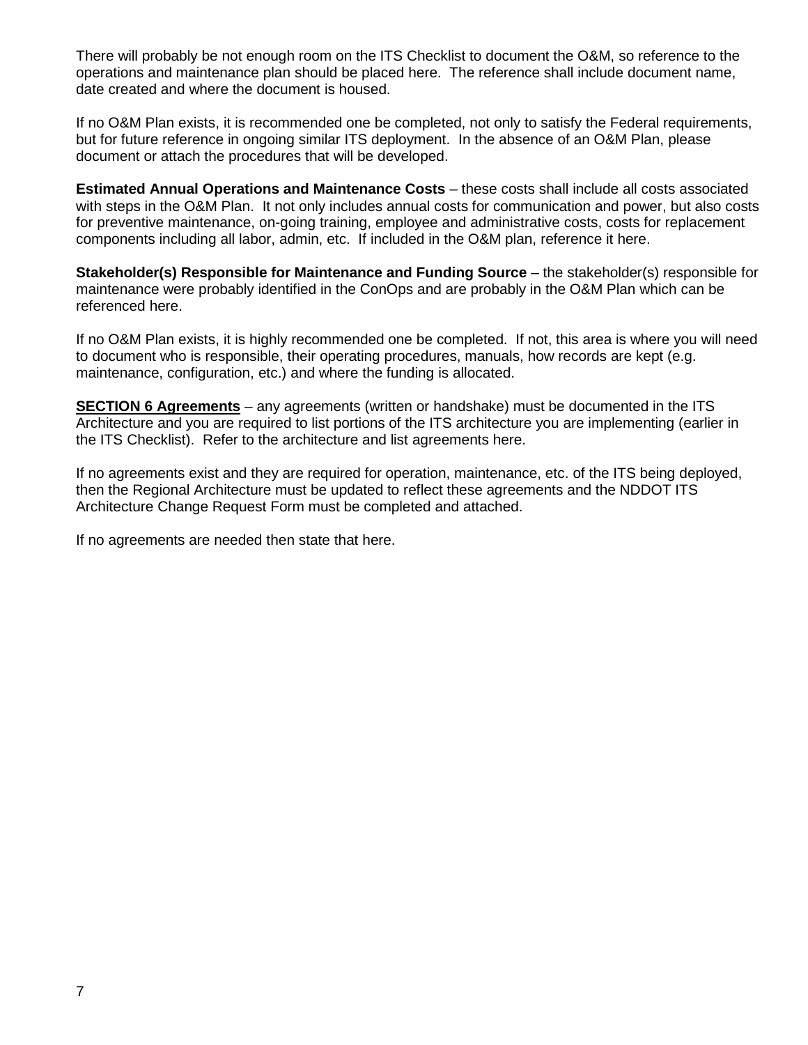There will probably be not enough room on the ITS Checklist to document the O&M, so reference to the operations and maintenance plan should be placed here. The reference shall include document name, date created and where the document is housed.

If no O&M Plan exists, it is recommended one be completed, not only to satisfy the Federal requirements, but for future reference in ongoing similar ITS deployment. In the absence of an O&M Plan, please document or attach the procedures that will be developed.

**Estimated Annual Operations and Maintenance Costs** – these costs shall include all costs associated with steps in the O&M Plan. It not only includes annual costs for communication and power, but also costs for preventive maintenance, on-going training, employee and administrative costs, costs for replacement components including all labor, admin, etc. If included in the O&M plan, reference it here.

**Stakeholder(s) Responsible for Maintenance and Funding Source** – the stakeholder(s) responsible for maintenance were probably identified in the ConOps and are probably in the O&M Plan which can be referenced here.

If no O&M Plan exists, it is highly recommended one be completed. If not, this area is where you will need to document who is responsible, their operating procedures, manuals, how records are kept (e.g. maintenance, configuration, etc.) and where the funding is allocated.

**SECTION 6 Agreements** – any agreements (written or handshake) must be documented in the ITS Architecture and you are required to list portions of the ITS architecture you are implementing (earlier in the ITS Checklist). Refer to the architecture and list agreements here.

If no agreements exist and they are required for operation, maintenance, etc. of the ITS being deployed, then the Regional Architecture must be updated to reflect these agreements and the NDDOT ITS Architecture Change Request Form must be completed and attached.

If no agreements are needed then state that here.